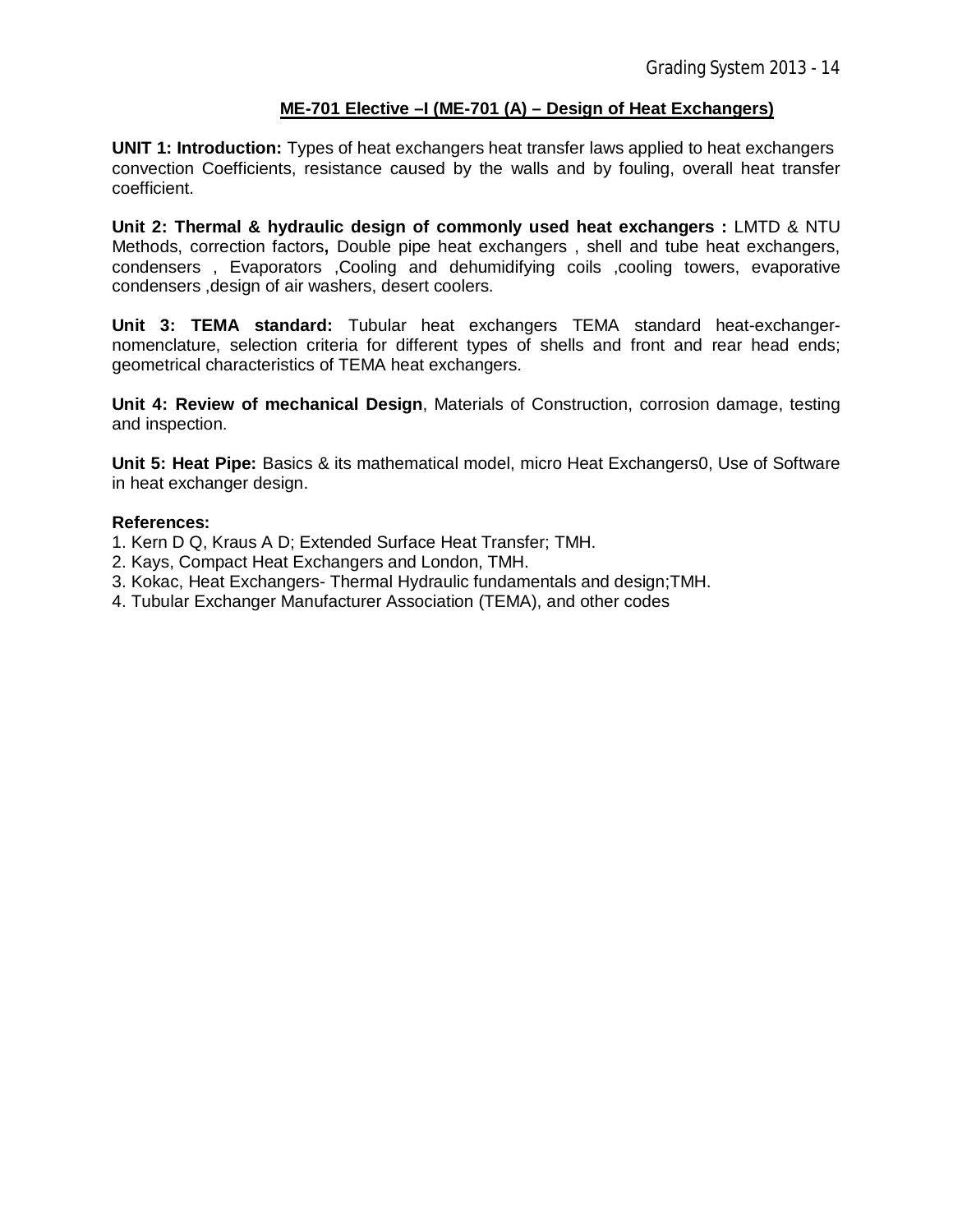## ME-701 Elective –I (ME-701 (A) – Design of Heat Exchangers)

**UNIT 1: Introduction:** Types of heat exchangers heat transfer laws applied to heat exchangers convection Coefficients, resistance caused by the walls and by fouling, overall heat transfer coefficient.

**Unit 2: Thermal & hydraulic design of commonly used heat exchangers :** LMTD & NTU Methods, correction factors**,** Double pipe heat exchangers , shell and tube heat exchangers, condensers , Evaporators ,Cooling and dehumidifying coils ,cooling towers, evaporative condensers ,design of air washers, desert coolers.

**Unit 3: TEMA standard:** Tubular heat exchangers TEMA standard heat-exchanger-nomenclature, selection criteria for different types of shells and front and rear head ends; geometrical characteristics of TEMA heat exchangers.

**Unit 4: Review of mechanical Design**, Materials of Construction, corrosion damage, testing and inspection.

**Unit 5: Heat Pipe:** Basics & its mathematical model, micro Heat Exchangers0, Use of Software in heat exchanger design.

**References:**

1. Kern D Q, Kraus A D; Extended Surface Heat Transfer; TMH.
2. Kays, Compact Heat Exchangers and London, TMH.
3. Kokac, Heat Exchangers- Thermal Hydraulic fundamentals and design;TMH.
4. Tubular Exchanger Manufacturer Association (TEMA), and other codes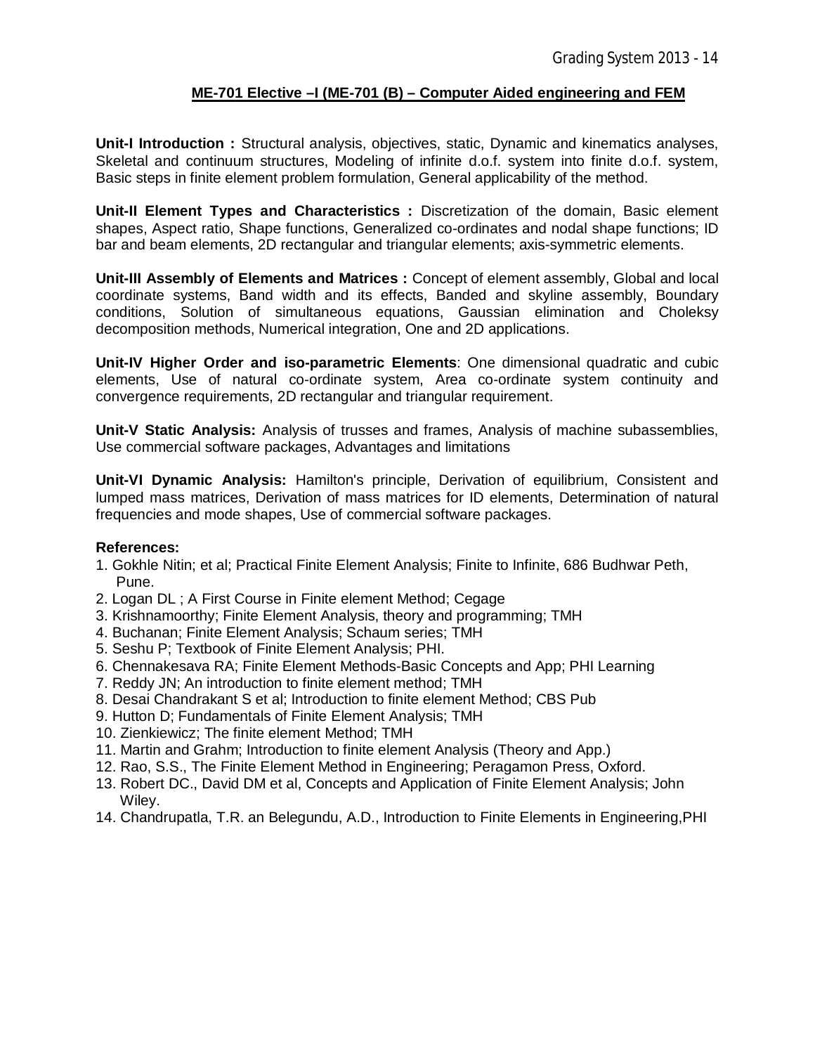## ME-701 Elective –I (ME-701 (B) – Computer Aided engineering and FEM

**Unit-I Introduction :** Structural analysis, objectives, static, Dynamic and kinematics analyses, Skeletal and continuum structures, Modeling of infinite d.o.f. system into finite d.o.f. system, Basic steps in finite element problem formulation, General applicability of the method.

**Unit-II Element Types and Characteristics :** Discretization of the domain, Basic element shapes, Aspect ratio, Shape functions, Generalized co-ordinates and nodal shape functions; ID bar and beam elements, 2D rectangular and triangular elements; axis-symmetric elements.

**Unit-III Assembly of Elements and Matrices :** Concept of element assembly, Global and local coordinate systems, Band width and its effects, Banded and skyline assembly, Boundary conditions, Solution of simultaneous equations, Gaussian elimination and Choleksy decomposition methods, Numerical integration, One and 2D applications.

**Unit-IV Higher Order and iso-parametric Elements**: One dimensional quadratic and cubic elements, Use of natural co-ordinate system, Area co-ordinate system continuity and convergence requirements, 2D rectangular and triangular requirement.

**Unit-V Static Analysis:** Analysis of trusses and frames, Analysis of machine subassemblies, Use commercial software packages, Advantages and limitations

**Unit-VI Dynamic Analysis:** Hamilton's principle, Derivation of equilibrium, Consistent and lumped mass matrices, Derivation of mass matrices for ID elements, Determination of natural frequencies and mode shapes, Use of commercial software packages.

**References:**

1. Gokhle Nitin; et al; Practical Finite Element Analysis; Finite to Infinite, 686 Budhwar Peth, Pune.
2. Logan DL ; A First Course in Finite element Method; Cegage
3. Krishnamoorthy; Finite Element Analysis, theory and programming; TMH
4. Buchanan; Finite Element Analysis; Schaum series; TMH
5. Seshu P; Textbook of Finite Element Analysis; PHI.
6. Chennakesava RA; Finite Element Methods-Basic Concepts and App; PHI Learning
7. Reddy JN; An introduction to finite element method; TMH
8. Desai Chandrakant S et al; Introduction to finite element Method; CBS Pub
9. Hutton D; Fundamentals of Finite Element Analysis; TMH
10. Zienkiewicz; The finite element Method; TMH
11. Martin and Grahm; Introduction to finite element Analysis (Theory and App.)
12. Rao, S.S., The Finite Element Method in Engineering; Peragamon Press, Oxford.
13. Robert DC., David DM et al, Concepts and Application of Finite Element Analysis; John Wiley.
14. Chandrupatla, T.R. an Belegundu, A.D., Introduction to Finite Elements in Engineering,PHI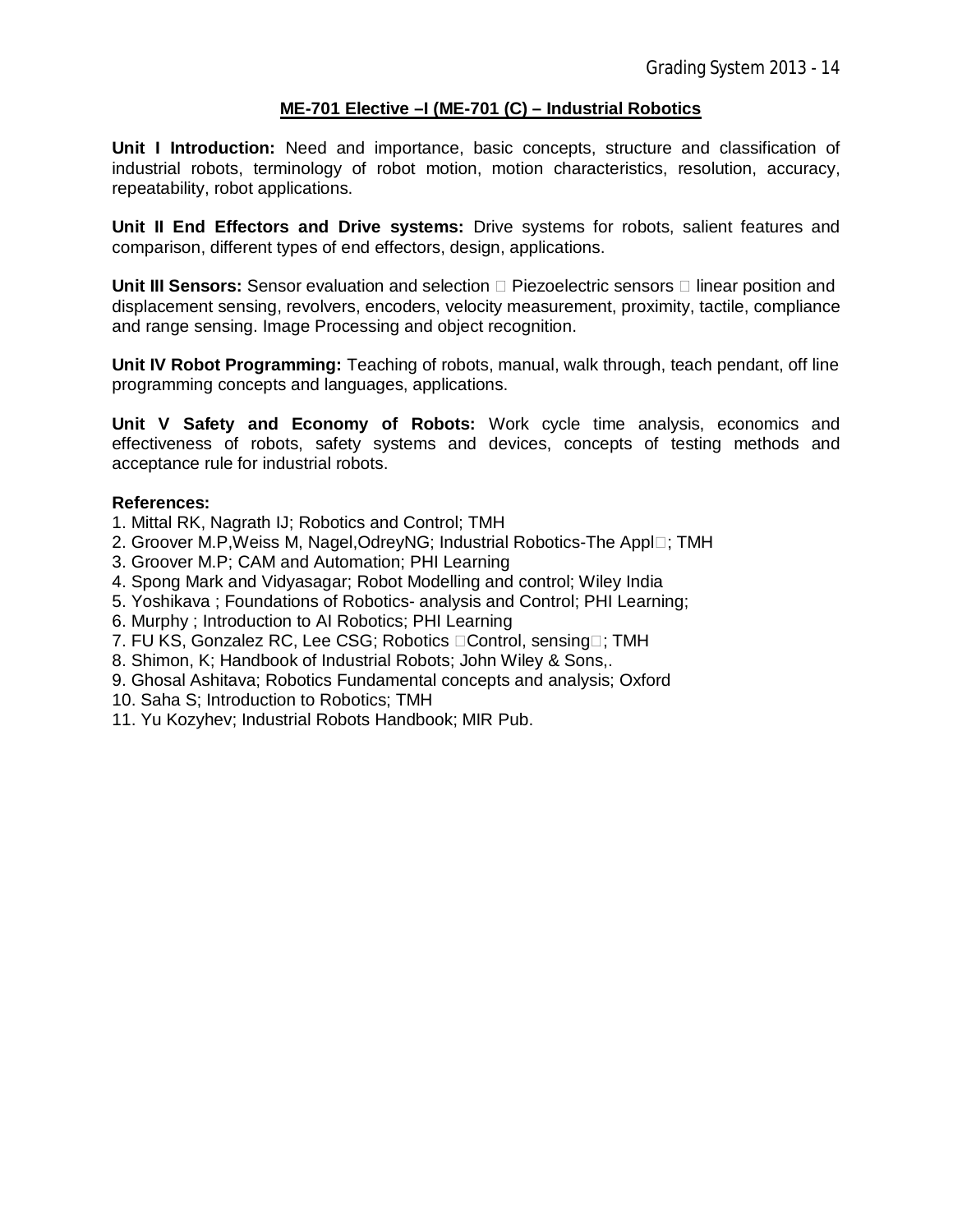## ME-701 Elective –I (ME-701 (C) – Industrial Robotics

**Unit I Introduction:** Need and importance, basic concepts, structure and classification of industrial robots, terminology of robot motion, motion characteristics, resolution, accuracy, repeatability, robot applications.

**Unit II End Effectors and Drive systems:** Drive systems for robots, salient features and comparison, different types of end effectors, design, applications.

**Unit III Sensors:** Sensor evaluation and selection  Piezoelectric sensors  linear position and displacement sensing, revolvers, encoders, velocity measurement, proximity, tactile, compliance and range sensing. Image Processing and object recognition.

**Unit IV Robot Programming:** Teaching of robots, manual, walk through, teach pendant, off line programming concepts and languages, applications.

**Unit V Safety and Economy of Robots:** Work cycle time analysis, economics and effectiveness of robots, safety systems and devices, concepts of testing methods and acceptance rule for industrial robots.

**References:**

1. Mittal RK, Nagrath IJ; Robotics and Control; TMH
2. Groover M.P,Weiss M, Nagel,OdreyNG; Industrial Robotics-The Appl; TMH
3. Groover M.P; CAM and Automation; PHI Learning
4. Spong Mark and Vidyasagar; Robot Modelling and control; Wiley India
5. Yoshikava ; Foundations of Robotics- analysis and Control; PHI Learning;
6. Murphy ; Introduction to AI Robotics; PHI Learning
7. FU KS, Gonzalez RC, Lee CSG; Robotics Control, sensing; TMH
8. Shimon, K; Handbook of Industrial Robots; John Wiley & Sons,.
9. Ghosal Ashitava; Robotics Fundamental concepts and analysis; Oxford
10. Saha S; Introduction to Robotics; TMH
11. Yu Kozyhev; Industrial Robots Handbook; MIR Pub.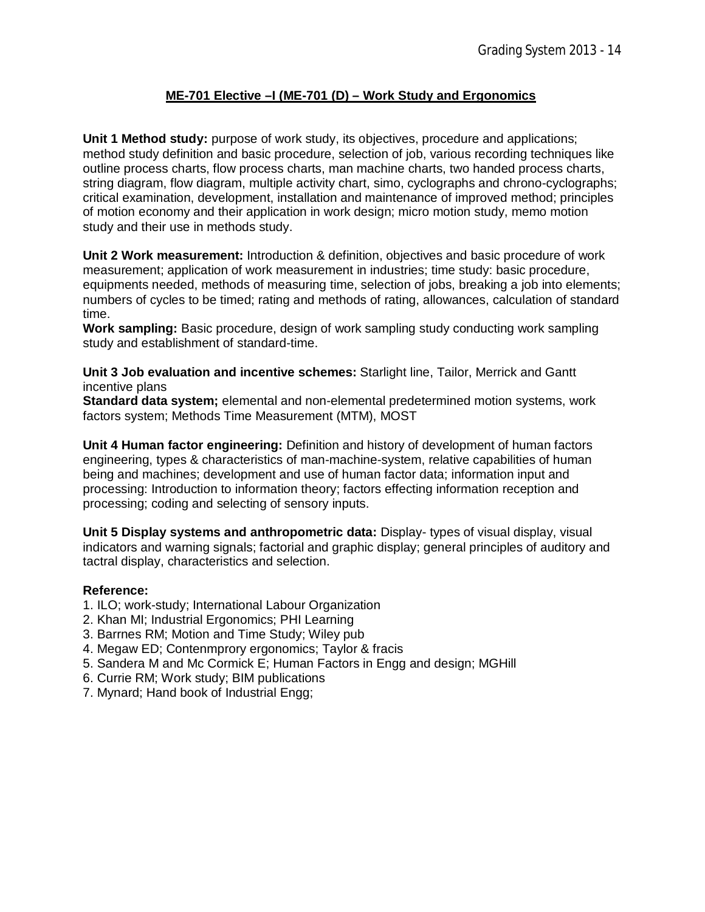## ME-701 Elective –I (ME-701 (D) – Work Study and Ergonomics

**Unit 1 Method study:** purpose of work study, its objectives, procedure and applications; method study definition and basic procedure, selection of job, various recording techniques like outline process charts, flow process charts, man machine charts, two handed process charts, string diagram, flow diagram, multiple activity chart, simo, cyclographs and chrono-cyclographs; critical examination, development, installation and maintenance of improved method; principles of motion economy and their application in work design; micro motion study, memo motion study and their use in methods study.

**Unit 2 Work measurement:** Introduction & definition, objectives and basic procedure of work measurement; application of work measurement in industries; time study: basic procedure, equipments needed, methods of measuring time, selection of jobs, breaking a job into elements; numbers of cycles to be timed; rating and methods of rating, allowances, calculation of standard time.

**Work sampling:** Basic procedure, design of work sampling study conducting work sampling study and establishment of standard-time.

**Unit 3 Job evaluation and incentive schemes:** Starlight line, Tailor, Merrick and Gantt incentive plans

**Standard data system;** elemental and non-elemental predetermined motion systems, work factors system; Methods Time Measurement (MTM), MOST

**Unit 4 Human factor engineering:** Definition and history of development of human factors engineering, types & characteristics of man-machine-system, relative capabilities of human being and machines; development and use of human factor data; information input and processing: Introduction to information theory; factors effecting information reception and processing; coding and selecting of sensory inputs.

**Unit 5 Display systems and anthropometric data:** Display- types of visual display, visual indicators and warning signals; factorial and graphic display; general principles of auditory and tactral display, characteristics and selection.

**Reference:**

1. ILO; work-study; International Labour Organization
2. Khan MI; Industrial Ergonomics; PHI Learning
3. Barrnes RM; Motion and Time Study; Wiley pub
4. Megaw ED; Contenmprory ergonomics; Taylor & fracis
5. Sandera M and Mc Cormick E; Human Factors in Engg and design; MGHill
6. Currie RM; Work study; BIM publications
7. Mynard; Hand book of Industrial Engg;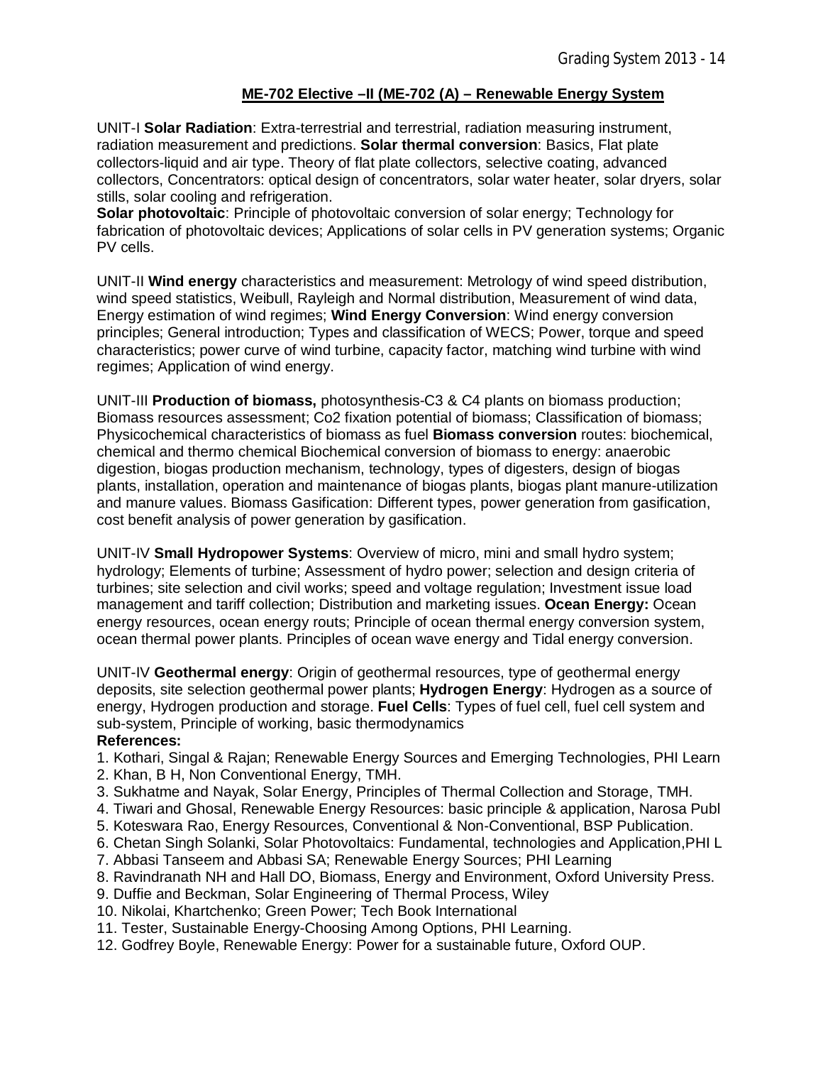## ME-702 Elective –II (ME-702 (A) – Renewable Energy System

UNIT-I **Solar Radiation**: Extra-terrestrial and terrestrial, radiation measuring instrument, radiation measurement and predictions. **Solar thermal conversion**: Basics, Flat plate collectors-liquid and air type. Theory of flat plate collectors, selective coating, advanced collectors, Concentrators: optical design of concentrators, solar water heater, solar dryers, solar stills, solar cooling and refrigeration.
**Solar photovoltaic**: Principle of photovoltaic conversion of solar energy; Technology for fabrication of photovoltaic devices; Applications of solar cells in PV generation systems; Organic PV cells.

UNIT-II **Wind energy** characteristics and measurement: Metrology of wind speed distribution, wind speed statistics, Weibull, Rayleigh and Normal distribution, Measurement of wind data, Energy estimation of wind regimes; **Wind Energy Conversion**: Wind energy conversion principles; General introduction; Types and classification of WECS; Power, torque and speed characteristics; power curve of wind turbine, capacity factor, matching wind turbine with wind regimes; Application of wind energy.

UNIT-III **Production of biomass,** photosynthesis-C3 & C4 plants on biomass production; Biomass resources assessment; Co2 fixation potential of biomass; Classification of biomass; Physicochemical characteristics of biomass as fuel **Biomass conversion** routes: biochemical, chemical and thermo chemical Biochemical conversion of biomass to energy: anaerobic digestion, biogas production mechanism, technology, types of digesters, design of biogas plants, installation, operation and maintenance of biogas plants, biogas plant manure-utilization and manure values. Biomass Gasification: Different types, power generation from gasification, cost benefit analysis of power generation by gasification.

UNIT-IV **Small Hydropower Systems**: Overview of micro, mini and small hydro system; hydrology; Elements of turbine; Assessment of hydro power; selection and design criteria of turbines; site selection and civil works; speed and voltage regulation; Investment issue load management and tariff collection; Distribution and marketing issues. **Ocean Energy:** Ocean energy resources, ocean energy routs; Principle of ocean thermal energy conversion system, ocean thermal power plants. Principles of ocean wave energy and Tidal energy conversion.

UNIT-IV **Geothermal energy**: Origin of geothermal resources, type of geothermal energy deposits, site selection geothermal power plants; **Hydrogen Energy**: Hydrogen as a source of energy, Hydrogen production and storage. **Fuel Cells**: Types of fuel cell, fuel cell system and sub-system, Principle of working, basic thermodynamics

**References:**

1. Kothari, Singal & Rajan; Renewable Energy Sources and Emerging Technologies, PHI Learn
2. Khan, B H, Non Conventional Energy, TMH.
3. Sukhatme and Nayak, Solar Energy, Principles of Thermal Collection and Storage, TMH.
4. Tiwari and Ghosal, Renewable Energy Resources: basic principle & application, Narosa Publ
5. Koteswara Rao, Energy Resources, Conventional & Non-Conventional, BSP Publication.
6. Chetan Singh Solanki, Solar Photovoltaics: Fundamental, technologies and Application,PHI L
7. Abbasi Tanseem and Abbasi SA; Renewable Energy Sources; PHI Learning
8. Ravindranath NH and Hall DO, Biomass, Energy and Environment, Oxford University Press.
9. Duffie and Beckman, Solar Engineering of Thermal Process, Wiley
10. Nikolai, Khartchenko; Green Power; Tech Book International
11. Tester, Sustainable Energy-Choosing Among Options, PHI Learning.
12. Godfrey Boyle, Renewable Energy: Power for a sustainable future, Oxford OUP.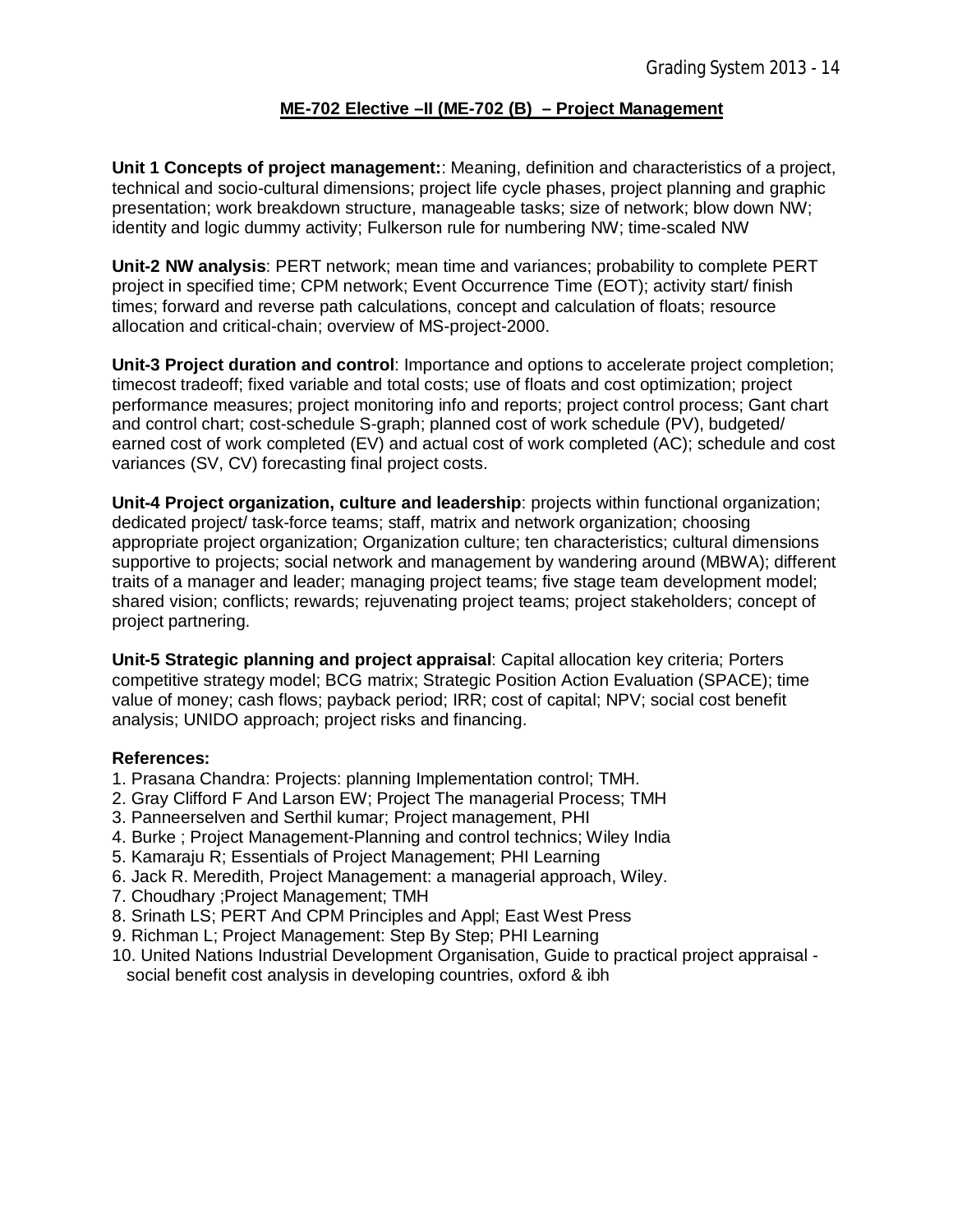## ME-702 Elective –II (ME-702 (B) – Project Management

**Unit 1 Concepts of project management:**: Meaning, definition and characteristics of a project, technical and socio-cultural dimensions; project life cycle phases, project planning and graphic presentation; work breakdown structure, manageable tasks; size of network; blow down NW; identity and logic dummy activity; Fulkerson rule for numbering NW; time-scaled NW

**Unit-2 NW analysis**: PERT network; mean time and variances; probability to complete PERT project in specified time; CPM network; Event Occurrence Time (EOT); activity start/ finish times; forward and reverse path calculations, concept and calculation of floats; resource allocation and critical-chain; overview of MS-project-2000.

**Unit-3 Project duration and control**: Importance and options to accelerate project completion; timecost tradeoff; fixed variable and total costs; use of floats and cost optimization; project performance measures; project monitoring info and reports; project control process; Gant chart and control chart; cost-schedule S-graph; planned cost of work schedule (PV), budgeted/ earned cost of work completed (EV) and actual cost of work completed (AC); schedule and cost variances (SV, CV) forecasting final project costs.

**Unit-4 Project organization, culture and leadership**: projects within functional organization; dedicated project/ task-force teams; staff, matrix and network organization; choosing appropriate project organization; Organization culture; ten characteristics; cultural dimensions supportive to projects; social network and management by wandering around (MBWA); different traits of a manager and leader; managing project teams; five stage team development model; shared vision; conflicts; rewards; rejuvenating project teams; project stakeholders; concept of project partnering.

**Unit-5 Strategic planning and project appraisal**: Capital allocation key criteria; Porters competitive strategy model; BCG matrix; Strategic Position Action Evaluation (SPACE); time value of money; cash flows; payback period; IRR; cost of capital; NPV; social cost benefit analysis; UNIDO approach; project risks and financing.

**References:**

1. Prasana Chandra: Projects: planning Implementation control; TMH.
2. Gray Clifford F And Larson EW; Project The managerial Process; TMH
3. Panneerselven and Serthil kumar; Project management, PHI
4. Burke ; Project Management-Planning and control technics; Wiley India
5. Kamaraju R; Essentials of Project Management; PHI Learning
6. Jack R. Meredith, Project Management: a managerial approach, Wiley.
7. Choudhary ;Project Management; TMH
8. Srinath LS; PERT And CPM Principles and Appl; East West Press
9. Richman L; Project Management: Step By Step; PHI Learning
10. United Nations Industrial Development Organisation, Guide to practical project appraisal - social benefit cost analysis in developing countries, oxford & ibh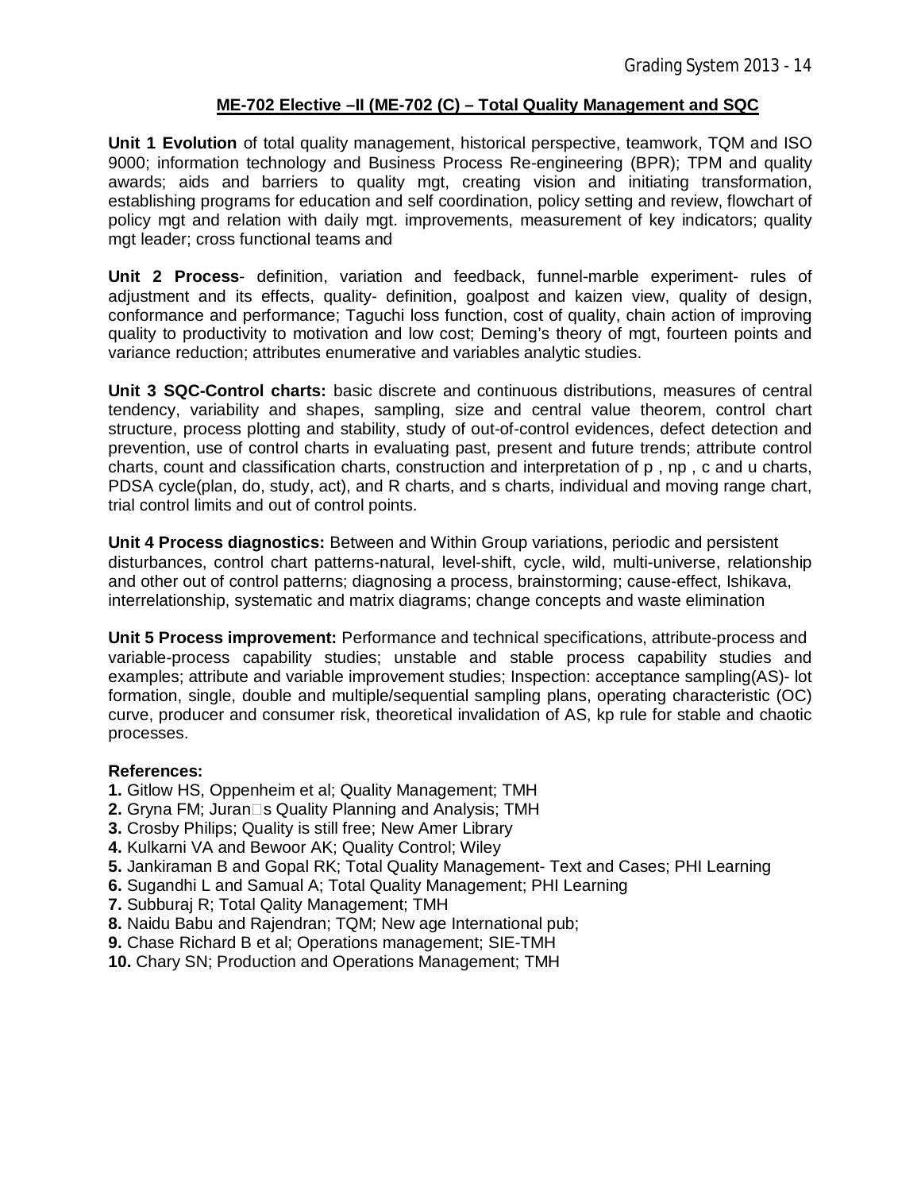## ME-702 Elective –II (ME-702 (C) – Total Quality Management and SQC

**Unit 1 Evolution** of total quality management, historical perspective, teamwork, TQM and ISO 9000; information technology and Business Process Re-engineering (BPR); TPM and quality awards; aids and barriers to quality mgt, creating vision and initiating transformation, establishing programs for education and self coordination, policy setting and review, flowchart of policy mgt and relation with daily mgt. improvements, measurement of key indicators; quality mgt leader; cross functional teams and

**Unit 2 Process**- definition, variation and feedback, funnel-marble experiment- rules of adjustment and its effects, quality- definition, goalpost and kaizen view, quality of design, conformance and performance; Taguchi loss function, cost of quality, chain action of improving quality to productivity to motivation and low cost; Deming's theory of mgt, fourteen points and variance reduction; attributes enumerative and variables analytic studies.

**Unit 3 SQC-Control charts:** basic discrete and continuous distributions, measures of central tendency, variability and shapes, sampling, size and central value theorem, control chart structure, process plotting and stability, study of out-of-control evidences, defect detection and prevention, use of control charts in evaluating past, present and future trends; attribute control charts, count and classification charts, construction and interpretation of p , np , c and u charts, PDSA cycle(plan, do, study, act), and R charts, and s charts, individual and moving range chart, trial control limits and out of control points.

**Unit 4 Process diagnostics:** Between and Within Group variations, periodic and persistent disturbances, control chart patterns-natural, level-shift, cycle, wild, multi-universe, relationship and other out of control patterns; diagnosing a process, brainstorming; cause-effect, Ishikava, interrelationship, systematic and matrix diagrams; change concepts and waste elimination

**Unit 5 Process improvement:** Performance and technical specifications, attribute-process and variable-process capability studies; unstable and stable process capability studies and examples; attribute and variable improvement studies; Inspection: acceptance sampling(AS)- lot formation, single, double and multiple/sequential sampling plans, operating characteristic (OC) curve, producer and consumer risk, theoretical invalidation of AS, kp rule for stable and chaotic processes.

**References:**

**1.** Gitlow HS, Oppenheim et al; Quality Management; TMH
**2.** Gryna FM; Juran's Quality Planning and Analysis; TMH
**3.** Crosby Philips; Quality is still free; New Amer Library
**4.** Kulkarni VA and Bewoor AK; Quality Control; Wiley
**5.** Jankiraman B and Gopal RK; Total Quality Management- Text and Cases; PHI Learning
**6.** Sugandhi L and Samual A; Total Quality Management; PHI Learning
**7.** Subburaj R; Total Qality Management; TMH
**8.** Naidu Babu and Rajendran; TQM; New age International pub;
**9.** Chase Richard B et al; Operations management; SIE-TMH
**10.** Chary SN; Production and Operations Management; TMH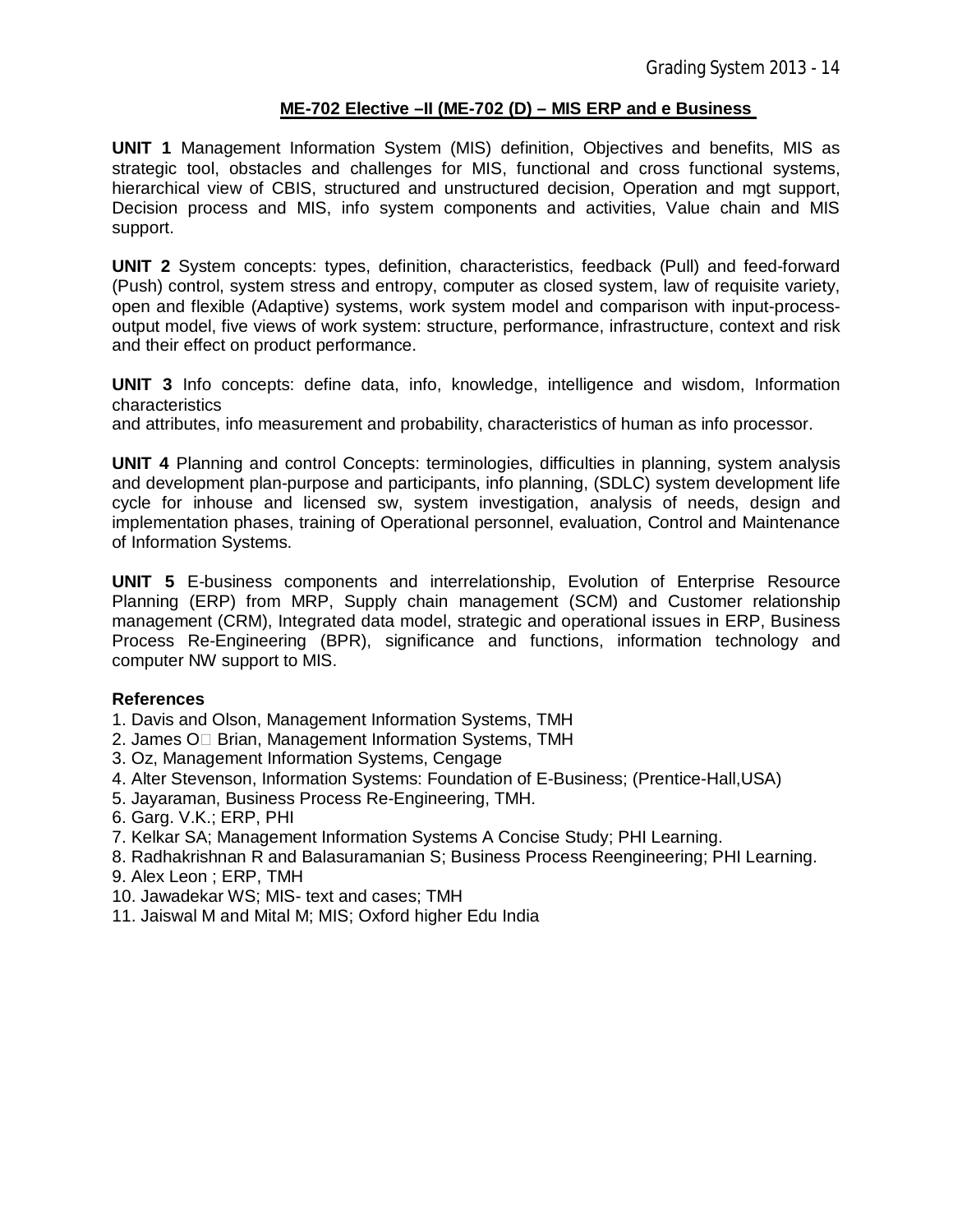## ME-702 Elective –II (ME-702 (D) – MIS ERP and e Business

**UNIT 1** Management Information System (MIS) definition, Objectives and benefits, MIS as strategic tool, obstacles and challenges for MIS, functional and cross functional systems, hierarchical view of CBIS, structured and unstructured decision, Operation and mgt support, Decision process and MIS, info system components and activities, Value chain and MIS support.

**UNIT 2** System concepts: types, definition, characteristics, feedback (Pull) and feed-forward (Push) control, system stress and entropy, computer as closed system, law of requisite variety, open and flexible (Adaptive) systems, work system model and comparison with input-process-output model, five views of work system: structure, performance, infrastructure, context and risk and their effect on product performance.

**UNIT 3** Info concepts: define data, info, knowledge, intelligence and wisdom, Information characteristics
and attributes, info measurement and probability, characteristics of human as info processor.

**UNIT 4** Planning and control Concepts: terminologies, difficulties in planning, system analysis and development plan-purpose and participants, info planning, (SDLC) system development life cycle for inhouse and licensed sw, system investigation, analysis of needs, design and implementation phases, training of Operational personnel, evaluation, Control and Maintenance of Information Systems.

**UNIT 5** E-business components and interrelationship, Evolution of Enterprise Resource Planning (ERP) from MRP, Supply chain management (SCM) and Customer relationship management (CRM), Integrated data model, strategic and operational issues in ERP, Business Process Re-Engineering (BPR), significance and functions, information technology and computer NW support to MIS.

**References**

1. Davis and Olson, Management Information Systems, TMH
2. James O Brian, Management Information Systems, TMH
3. Oz, Management Information Systems, Cengage
4. Alter Stevenson, Information Systems: Foundation of E-Business; (Prentice-Hall,USA)
5. Jayaraman, Business Process Re-Engineering, TMH.
6. Garg. V.K.; ERP, PHI
7. Kelkar SA; Management Information Systems A Concise Study; PHI Learning.
8. Radhakrishnan R and Balasuramanian S; Business Process Reengineering; PHI Learning.
9. Alex Leon ; ERP, TMH
10. Jawadekar WS; MIS- text and cases; TMH
11. Jaiswal M and Mital M; MIS; Oxford higher Edu India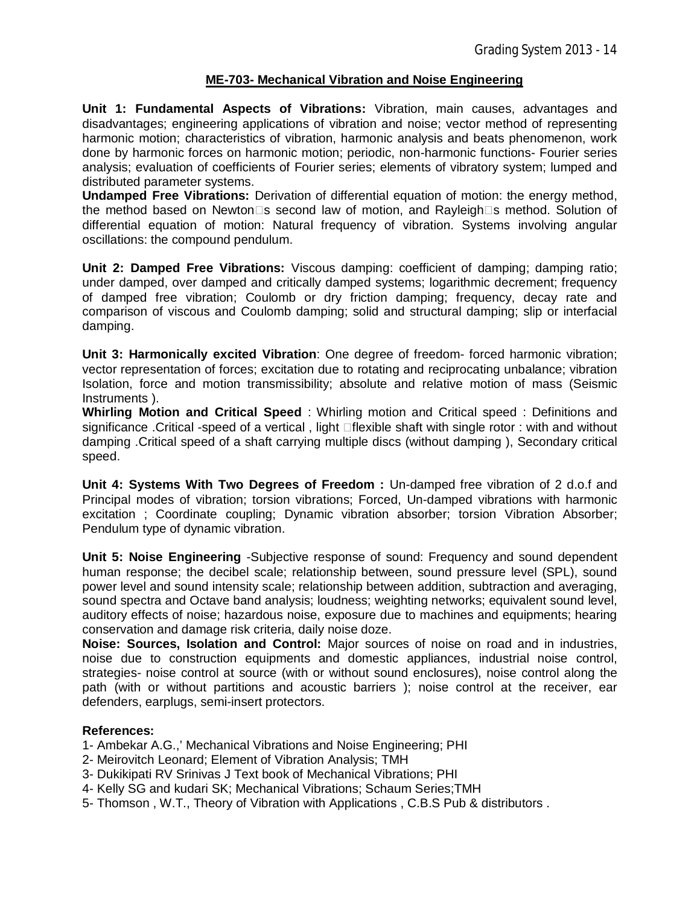## ME-703- Mechanical Vibration and Noise Engineering

**Unit 1: Fundamental Aspects of Vibrations:** Vibration, main causes, advantages and disadvantages; engineering applications of vibration and noise; vector method of representing harmonic motion; characteristics of vibration, harmonic analysis and beats phenomenon, work done by harmonic forces on harmonic motion; periodic, non-harmonic functions- Fourier series analysis; evaluation of coefficients of Fourier series; elements of vibratory system; lumped and distributed parameter systems.

**Undamped Free Vibrations:** Derivation of differential equation of motion: the energy method, the method based on Newton's second law of motion, and Rayleigh's method. Solution of differential equation of motion: Natural frequency of vibration. Systems involving angular oscillations: the compound pendulum.

**Unit 2: Damped Free Vibrations:** Viscous damping: coefficient of damping; damping ratio; under damped, over damped and critically damped systems; logarithmic decrement; frequency of damped free vibration; Coulomb or dry friction damping; frequency, decay rate and comparison of viscous and Coulomb damping; solid and structural damping; slip or interfacial damping.

**Unit 3: Harmonically excited Vibration**: One degree of freedom- forced harmonic vibration; vector representation of forces; excitation due to rotating and reciprocating unbalance; vibration Isolation, force and motion transmissibility; absolute and relative motion of mass (Seismic Instruments ).

**Whirling Motion and Critical Speed** : Whirling motion and Critical speed : Definitions and significance .Critical -speed of a vertical , light flexible shaft with single rotor : with and without damping .Critical speed of a shaft carrying multiple discs (without damping ), Secondary critical speed.

**Unit 4: Systems With Two Degrees of Freedom :** Un-damped free vibration of 2 d.o.f and Principal modes of vibration; torsion vibrations; Forced, Un-damped vibrations with harmonic excitation ; Coordinate coupling; Dynamic vibration absorber; torsion Vibration Absorber; Pendulum type of dynamic vibration.

**Unit 5: Noise Engineering** -Subjective response of sound: Frequency and sound dependent human response; the decibel scale; relationship between, sound pressure level (SPL), sound power level and sound intensity scale; relationship between addition, subtraction and averaging, sound spectra and Octave band analysis; loudness; weighting networks; equivalent sound level, auditory effects of noise; hazardous noise, exposure due to machines and equipments; hearing conservation and damage risk criteria, daily noise doze.

**Noise: Sources, Isolation and Control:** Major sources of noise on road and in industries, noise due to construction equipments and domestic appliances, industrial noise control, strategies- noise control at source (with or without sound enclosures), noise control along the path (with or without partitions and acoustic barriers ); noise control at the receiver, ear defenders, earplugs, semi-insert protectors.

**References:**

1- Ambekar A.G.,' Mechanical Vibrations and Noise Engineering; PHI
2- Meirovitch Leonard; Element of Vibration Analysis; TMH
3- Dukikipati RV Srinivas J Text book of Mechanical Vibrations; PHI
4- Kelly SG and kudari SK; Mechanical Vibrations; Schaum Series;TMH
5- Thomson , W.T., Theory of Vibration with Applications , C.B.S Pub & distributors .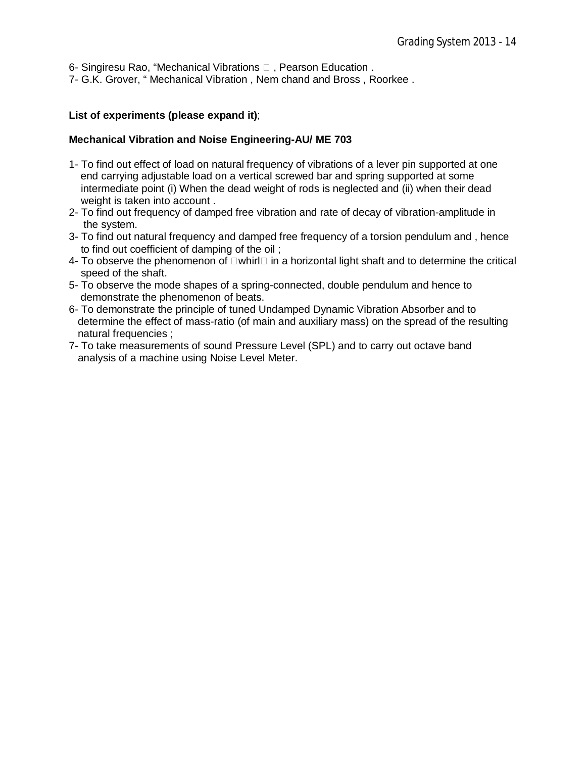6- Singiresu Rao, “Mechanical Vibrations  , Pearson Education .
7- G.K. Grover, “ Mechanical Vibration , Nem chand and Bross , Roorkee .

**List of experiments (please expand it)**;

**Mechanical Vibration and Noise Engineering-AU/ ME 703**

1- To find out effect of load on natural frequency of vibrations of a lever pin supported at one end carrying adjustable load on a vertical screwed bar and spring supported at some intermediate point (i) When the dead weight of rods is neglected and (ii) when their dead weight is taken into account .
2- To find out frequency of damped free vibration and rate of decay of vibration-amplitude in the system.
3- To find out natural frequency and damped free frequency of a torsion pendulum and , hence to find out coefficient of damping of the oil ;
4- To observe the phenomenon of whirl in a horizontal light shaft and to determine the critical speed of the shaft.
5- To observe the mode shapes of a spring-connected, double pendulum and hence to demonstrate the phenomenon of beats.
6- To demonstrate the principle of tuned Undamped Dynamic Vibration Absorber and to determine the effect of mass-ratio (of main and auxiliary mass) on the spread of the resulting natural frequencies ;
7- To take measurements of sound Pressure Level (SPL) and to carry out octave band analysis of a machine using Noise Level Meter.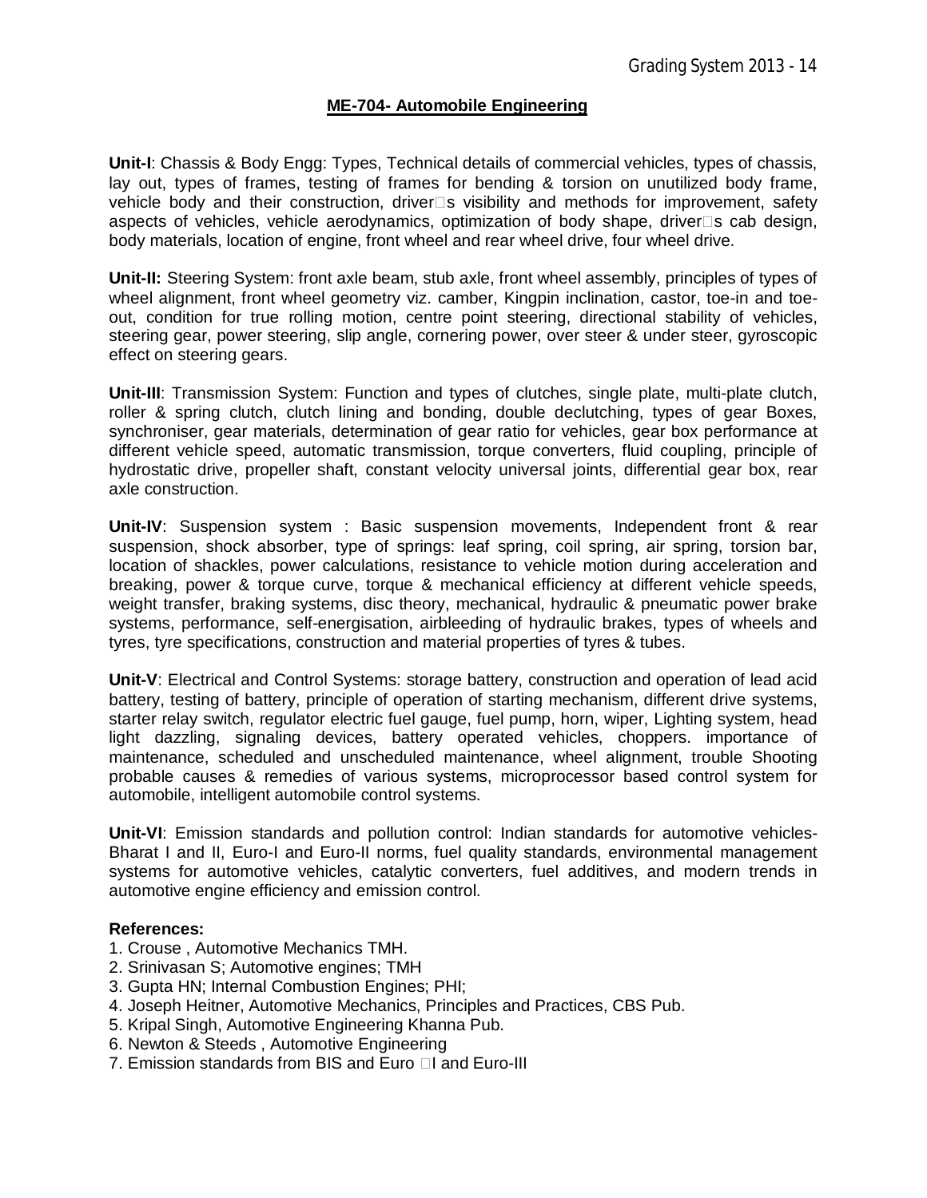## ME-704- Automobile Engineering

**Unit-I**: Chassis & Body Engg: Types, Technical details of commercial vehicles, types of chassis, lay out, types of frames, testing of frames for bending & torsion on unutilized body frame, vehicle body and their construction, driver□s visibility and methods for improvement, safety aspects of vehicles, vehicle aerodynamics, optimization of body shape, driver□s cab design, body materials, location of engine, front wheel and rear wheel drive, four wheel drive.

**Unit-II:** Steering System: front axle beam, stub axle, front wheel assembly, principles of types of wheel alignment, front wheel geometry viz. camber, Kingpin inclination, castor, toe-in and toe-out, condition for true rolling motion, centre point steering, directional stability of vehicles, steering gear, power steering, slip angle, cornering power, over steer & under steer, gyroscopic effect on steering gears.

**Unit-III**: Transmission System: Function and types of clutches, single plate, multi-plate clutch, roller & spring clutch, clutch lining and bonding, double declutching, types of gear Boxes, synchroniser, gear materials, determination of gear ratio for vehicles, gear box performance at different vehicle speed, automatic transmission, torque converters, fluid coupling, principle of hydrostatic drive, propeller shaft, constant velocity universal joints, differential gear box, rear axle construction.

**Unit-IV**: Suspension system : Basic suspension movements, Independent front & rear suspension, shock absorber, type of springs: leaf spring, coil spring, air spring, torsion bar, location of shackles, power calculations, resistance to vehicle motion during acceleration and breaking, power & torque curve, torque & mechanical efficiency at different vehicle speeds, weight transfer, braking systems, disc theory, mechanical, hydraulic & pneumatic power brake systems, performance, self-energisation, airbleeding of hydraulic brakes, types of wheels and tyres, tyre specifications, construction and material properties of tyres & tubes.

**Unit-V**: Electrical and Control Systems: storage battery, construction and operation of lead acid battery, testing of battery, principle of operation of starting mechanism, different drive systems, starter relay switch, regulator electric fuel gauge, fuel pump, horn, wiper, Lighting system, head light dazzling, signaling devices, battery operated vehicles, choppers. importance of maintenance, scheduled and unscheduled maintenance, wheel alignment, trouble Shooting probable causes & remedies of various systems, microprocessor based control system for automobile, intelligent automobile control systems.

**Unit-VI**: Emission standards and pollution control: Indian standards for automotive vehicles-Bharat I and II, Euro-I and Euro-II norms, fuel quality standards, environmental management systems for automotive vehicles, catalytic converters, fuel additives, and modern trends in automotive engine efficiency and emission control.

**References:**

1. Crouse , Automotive Mechanics TMH.
2. Srinivasan S; Automotive engines; TMH
3. Gupta HN; Internal Combustion Engines; PHI;
4. Joseph Heitner, Automotive Mechanics, Principles and Practices, CBS Pub.
5. Kripal Singh, Automotive Engineering Khanna Pub.
6. Newton & Steeds , Automotive Engineering
7. Emission standards from BIS and Euro □I and Euro-III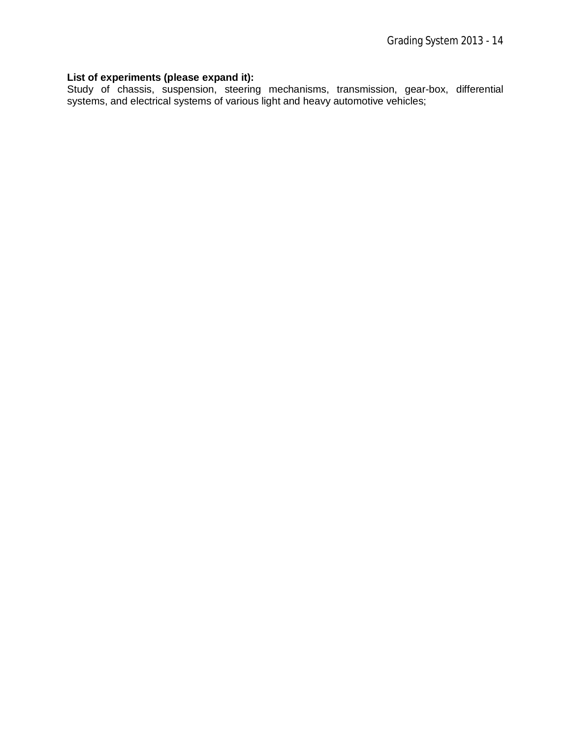**List of experiments (please expand it):**

Study of chassis, suspension, steering mechanisms, transmission, gear-box, differential systems, and electrical systems of various light and heavy automotive vehicles;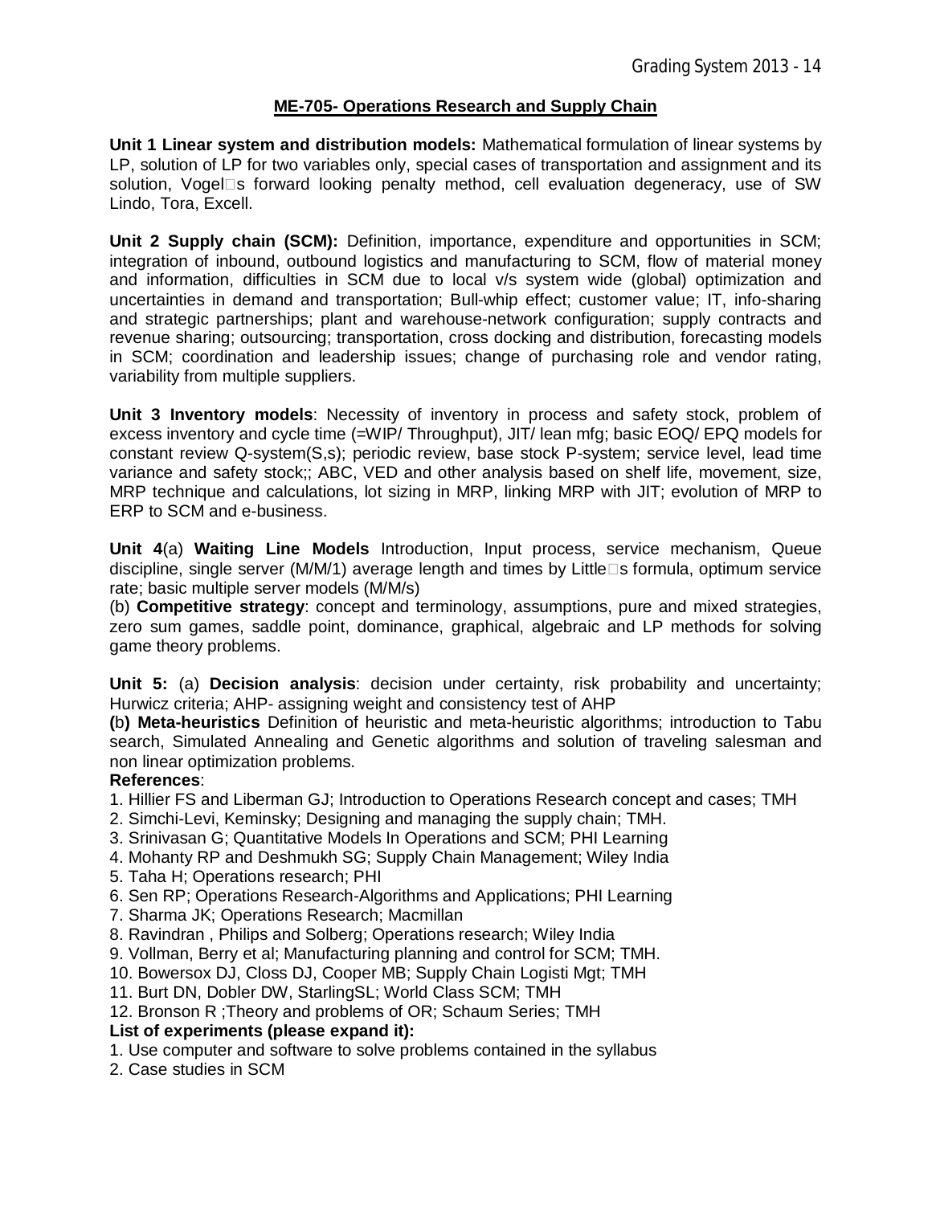## ME-705- Operations Research and Supply Chain

**Unit 1 Linear system and distribution models:** Mathematical formulation of linear systems by LP, solution of LP for two variables only, special cases of transportation and assignment and its solution, Vogel□s forward looking penalty method, cell evaluation degeneracy, use of SW Lindo, Tora, Excell.

**Unit 2 Supply chain (SCM):** Definition, importance, expenditure and opportunities in SCM; integration of inbound, outbound logistics and manufacturing to SCM, flow of material money and information, difficulties in SCM due to local v/s system wide (global) optimization and uncertainties in demand and transportation; Bull-whip effect; customer value; IT, info-sharing and strategic partnerships; plant and warehouse-network configuration; supply contracts and revenue sharing; outsourcing; transportation, cross docking and distribution, forecasting models in SCM; coordination and leadership issues; change of purchasing role and vendor rating, variability from multiple suppliers.

**Unit 3 Inventory models**: Necessity of inventory in process and safety stock, problem of excess inventory and cycle time (=WIP/ Throughput), JIT/ lean mfg; basic EOQ/ EPQ models for constant review Q-system(S,s); periodic review, base stock P-system; service level, lead time variance and safety stock;; ABC, VED and other analysis based on shelf life, movement, size, MRP technique and calculations, lot sizing in MRP, linking MRP with JIT; evolution of MRP to ERP to SCM and e-business.

**Unit 4**(a) **Waiting Line Models** Introduction, Input process, service mechanism, Queue discipline, single server (M/M/1) average length and times by Little□s formula, optimum service rate; basic multiple server models (M/M/s)

(b) **Competitive strategy**: concept and terminology, assumptions, pure and mixed strategies, zero sum games, saddle point, dominance, graphical, algebraic and LP methods for solving game theory problems.

**Unit 5:** (a) **Decision analysis**: decision under certainty, risk probability and uncertainty; Hurwicz criteria; AHP- assigning weight and consistency test of AHP

**(b) Meta-heuristics** Definition of heuristic and meta-heuristic algorithms; introduction to Tabu search, Simulated Annealing and Genetic algorithms and solution of traveling salesman and non linear optimization problems.

**References**:

1. Hillier FS and Liberman GJ; Introduction to Operations Research concept and cases; TMH
2. Simchi-Levi, Keminsky; Designing and managing the supply chain; TMH.
3. Srinivasan G; Quantitative Models In Operations and SCM; PHI Learning
4. Mohanty RP and Deshmukh SG; Supply Chain Management; Wiley India
5. Taha H; Operations research; PHI
6. Sen RP; Operations Research-Algorithms and Applications; PHI Learning
7. Sharma JK; Operations Research; Macmillan
8. Ravindran , Philips and Solberg; Operations research; Wiley India
9. Vollman, Berry et al; Manufacturing planning and control for SCM; TMH.
10. Bowersox DJ, Closs DJ, Cooper MB; Supply Chain Logisti Mgt; TMH
11. Burt DN, Dobler DW, StarlingSL; World Class SCM; TMH
12. Bronson R ;Theory and problems of OR; Schaum Series; TMH

**List of experiments (please expand it):**

1. Use computer and software to solve problems contained in the syllabus
2. Case studies in SCM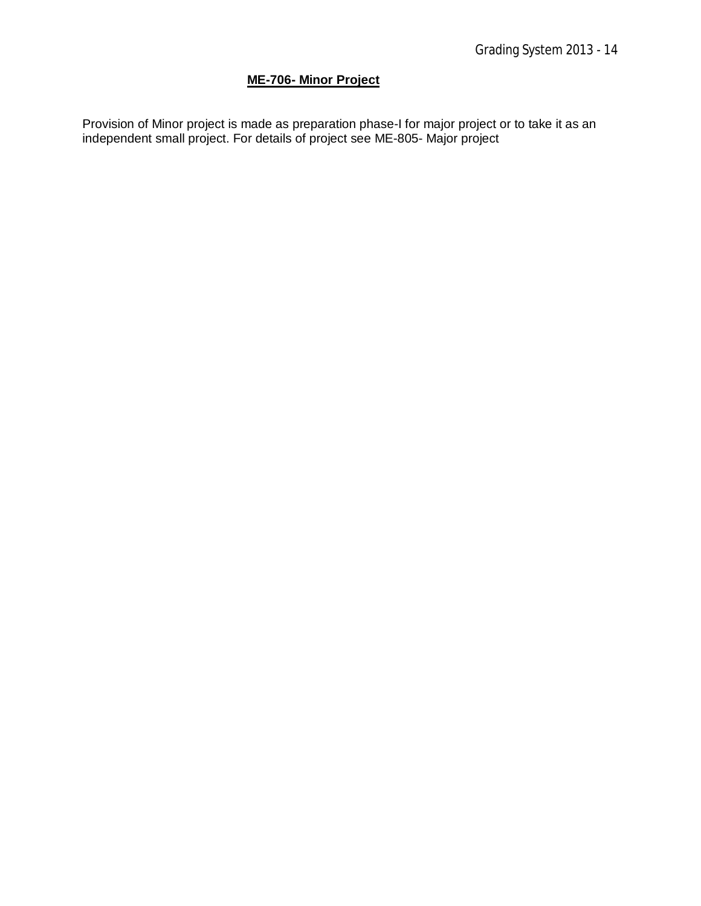## ME-706- Minor Project

Provision of Minor project is made as preparation phase-I for major project or to take it as an independent small project. For details of project see ME-805- Major project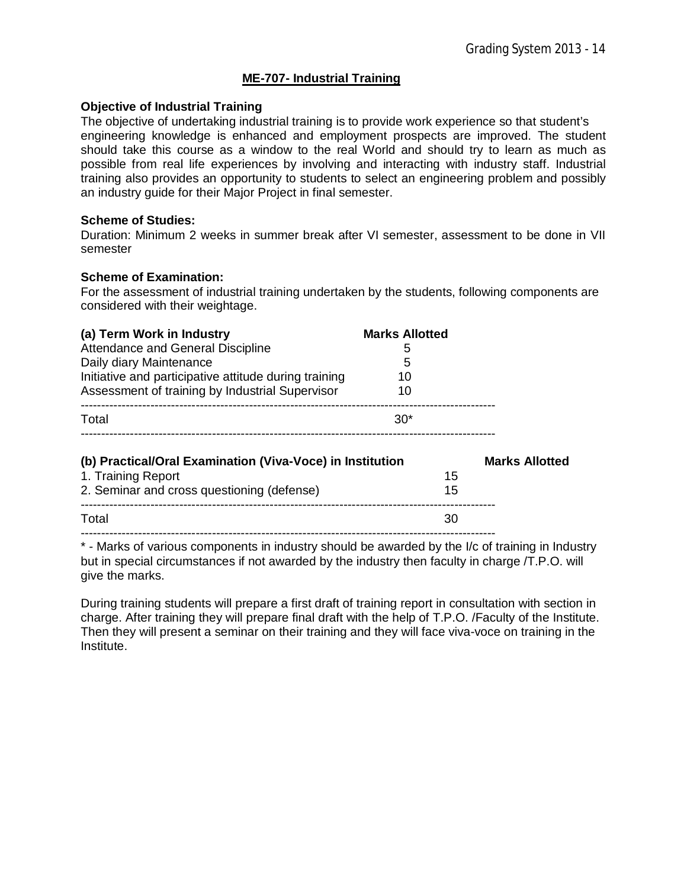## ME-707- Industrial Training

**Objective of Industrial Training**

The objective of undertaking industrial training is to provide work experience so that student's engineering knowledge is enhanced and employment prospects are improved. The student should take this course as a window to the real World and should try to learn as much as possible from real life experiences by involving and interacting with industry staff. Industrial training also provides an opportunity to students to select an engineering problem and possibly an industry guide for their Major Project in final semester.

**Scheme of Studies:**

Duration: Minimum 2 weeks in summer break after VI semester, assessment to be done in VII semester

**Scheme of Examination:**

For the assessment of industrial training undertaken by the students, following components are considered with their weightage.

| (a) Term Work in Industry | Marks Allotted |
|---|---|
| Attendance and General Discipline | 5 |
| Daily diary Maintenance | 5 |
| Initiative and participative attitude during training | 10 |
| Assessment of training by Industrial Supervisor | 10 |
| Total | 30* |

| (b) Practical/Oral Examination (Viva-Voce) in Institution | Marks Allotted |
|---|---|
| 1. Training Report | 15 |
| 2. Seminar and cross questioning (defense) | 15 |
| Total | 30 |

* - Marks of various components in industry should be awarded by the I/c of training in Industry but in special circumstances if not awarded by the industry then faculty in charge /T.P.O. will give the marks.

During training students will prepare a first draft of training report in consultation with section in charge. After training they will prepare final draft with the help of T.P.O. /Faculty of the Institute. Then they will present a seminar on their training and they will face viva-voce on training in the Institute.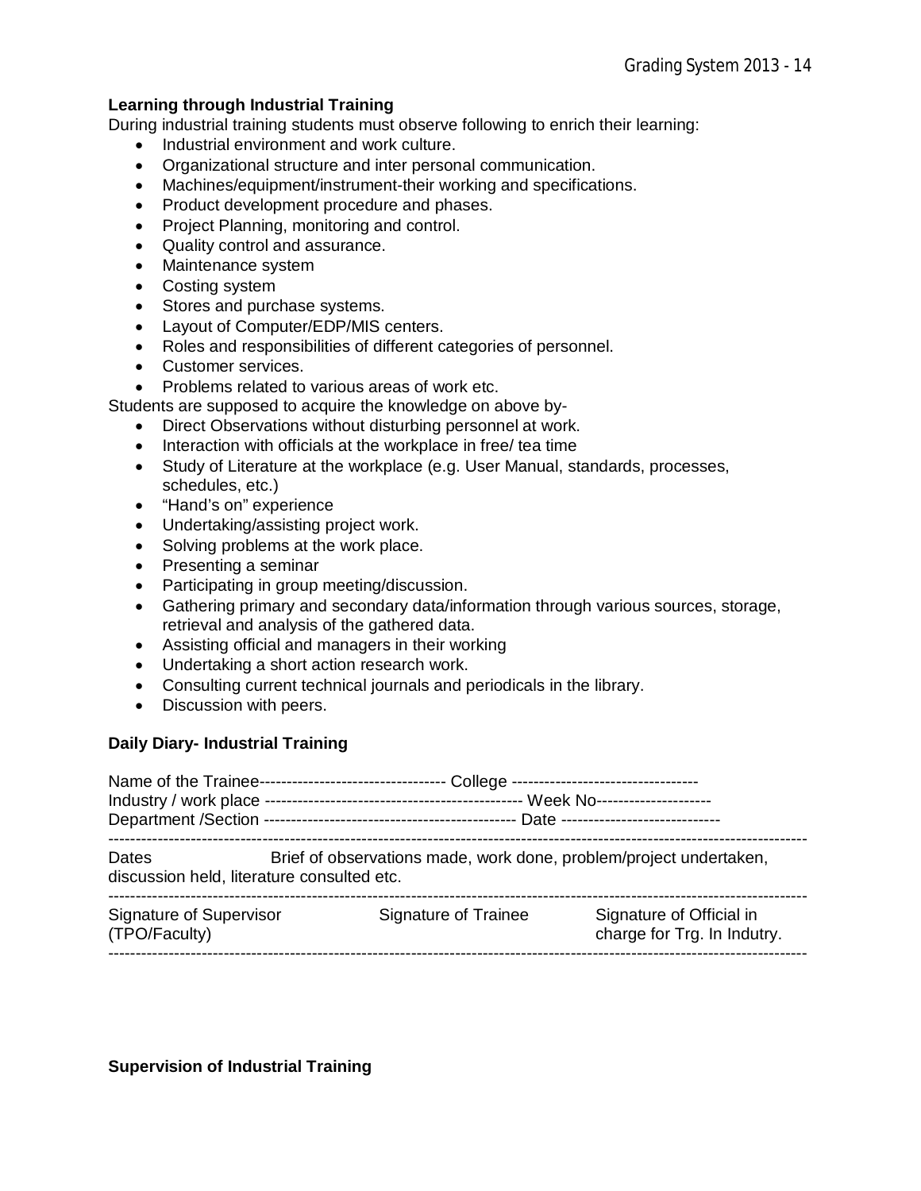**Learning through Industrial Training**

During industrial training students must observe following to enrich their learning:

- Industrial environment and work culture.
- Organizational structure and inter personal communication.
- Machines/equipment/instrument-their working and specifications.
- Product development procedure and phases.
- Project Planning, monitoring and control.
- Quality control and assurance.
- Maintenance system
- Costing system
- Stores and purchase systems.
- Layout of Computer/EDP/MIS centers.
- Roles and responsibilities of different categories of personnel.
- Customer services.
- Problems related to various areas of work etc.

Students are supposed to acquire the knowledge on above by-

- Direct Observations without disturbing personnel at work.
- Interaction with officials at the workplace in free/ tea time
- Study of Literature at the workplace (e.g. User Manual, standards, processes, schedules, etc.)
- "Hand's on" experience
- Undertaking/assisting project work.
- Solving problems at the work place.
- Presenting a seminar
- Participating in group meeting/discussion.
- Gathering primary and secondary data/information through various sources, storage, retrieval and analysis of the gathered data.
- Assisting official and managers in their working
- Undertaking a short action research work.
- Consulting current technical journals and periodicals in the library.
- Discussion with peers.

**Daily Diary- Industrial Training**

Name of the Trainee---------------------------------- College ----------------------------------
Industry / work place ---------------------------------------------- Week No---------------------
Department /Section --------------------------------------------- Date -----------------------------

---

Dates Brief of observations made, work done, problem/project undertaken, discussion held, literature consulted etc.

---

| Signature of Supervisor (TPO/Faculty) | Signature of Trainee | Signature of Official in charge for Trg. In Indutry. |
|---|---|---|

---

**Supervision of Industrial Training**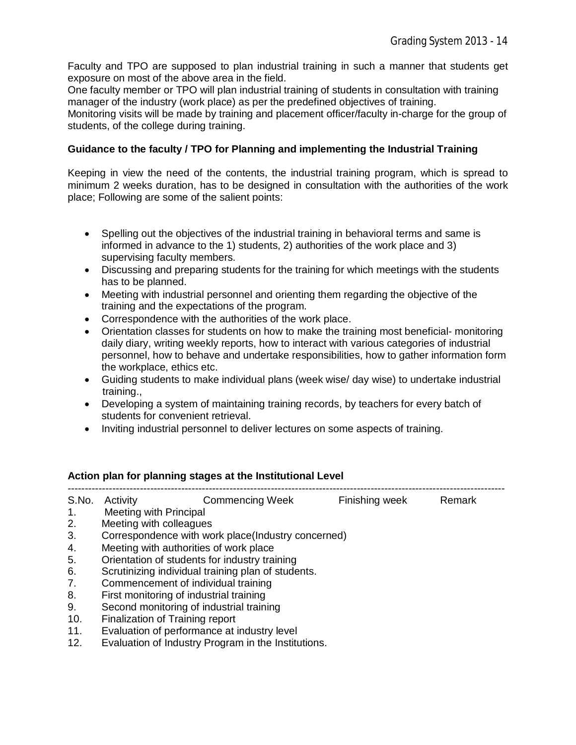Faculty and TPO are supposed to plan industrial training in such a manner that students get exposure on most of the above area in the field.
One faculty member or TPO will plan industrial training of students in consultation with training manager of the industry (work place) as per the predefined objectives of training.
Monitoring visits will be made by training and placement officer/faculty in-charge for the group of students, of the college during training.

**Guidance to the faculty / TPO for Planning and implementing the Industrial Training**

Keeping in view the need of the contents, the industrial training program, which is spread to minimum 2 weeks duration, has to be designed in consultation with the authorities of the work place; Following are some of the salient points:

- Spelling out the objectives of the industrial training in behavioral terms and same is informed in advance to the 1) students, 2) authorities of the work place and 3) supervising faculty members.
- Discussing and preparing students for the training for which meetings with the students has to be planned.
- Meeting with industrial personnel and orienting them regarding the objective of the training and the expectations of the program.
- Correspondence with the authorities of the work place.
- Orientation classes for students on how to make the training most beneficial- monitoring daily diary, writing weekly reports, how to interact with various categories of industrial personnel, how to behave and undertake responsibilities, how to gather information form the workplace, ethics etc.
- Guiding students to make individual plans (week wise/ day wise) to undertake industrial training.,
- Developing a system of maintaining training records, by teachers for every batch of students for convenient retrieval.
- Inviting industrial personnel to deliver lectures on some aspects of training.

**Action plan for planning stages at the Institutional Level**

| S.No. | Activity | Commencing Week | Finishing week | Remark |
|---|---|---|---|---|
| 1. | Meeting with Principal | | | |
| 2. | Meeting with colleagues | | | |
| 3. | Correspondence with work place(Industry concerned) | | | |
| 4. | Meeting with authorities of work place | | | |
| 5. | Orientation of students for industry training | | | |
| 6. | Scrutinizing individual training plan of students. | | | |
| 7. | Commencement of individual training | | | |
| 8. | First monitoring of industrial training | | | |
| 9. | Second monitoring of industrial training | | | |
| 10. | Finalization of Training report | | | |
| 11. | Evaluation of performance at industry level | | | |
| 12. | Evaluation of Industry Program in the Institutions. | | | |